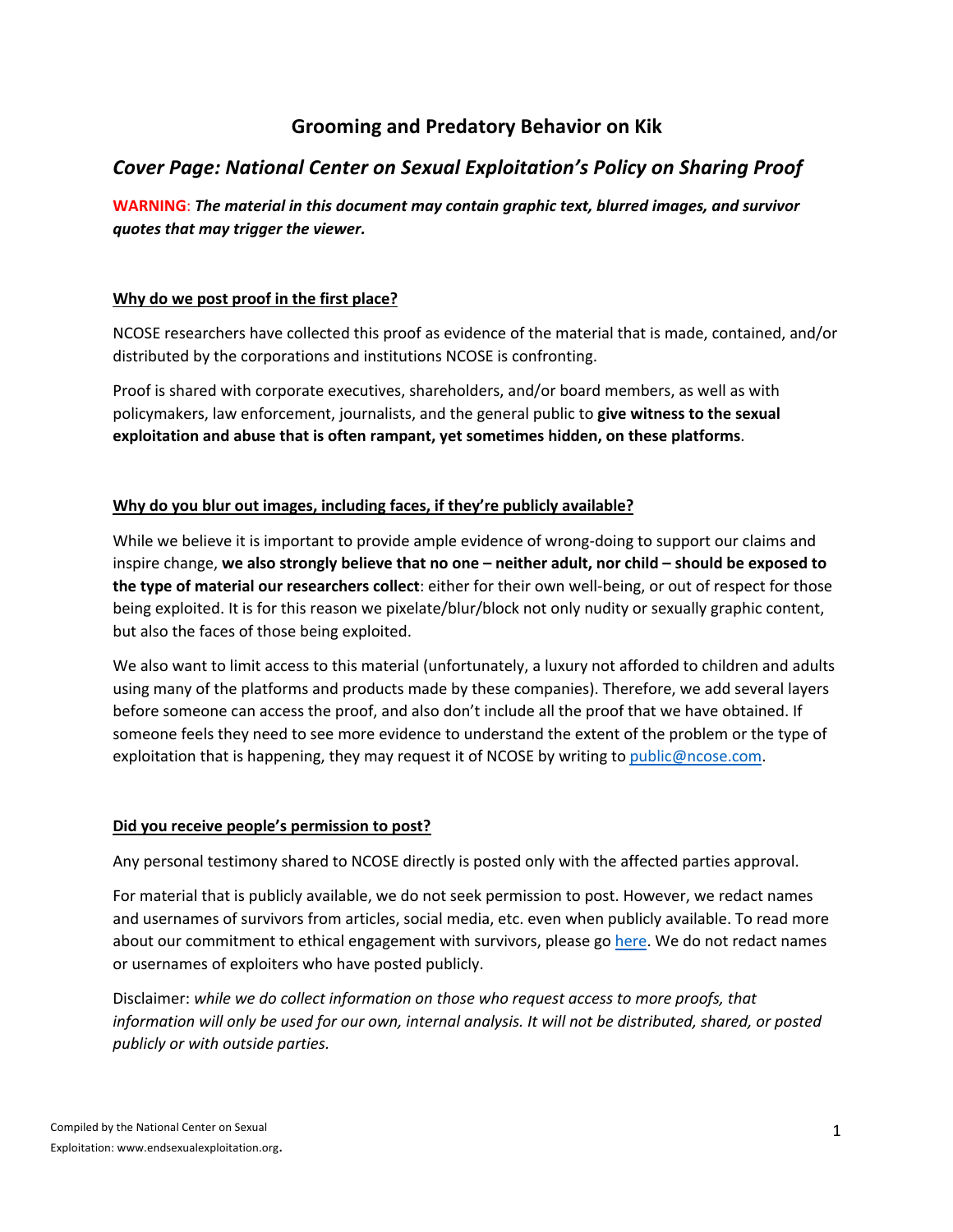# Grooming and Predatory Behavior on Kik

## *Cover Page: National Center on Sexual Exploitation's Policy on Sharing Proof*

**WARNING**: ***The material in this document may contain graphic text, blurred images, and survivor quotes that may trigger the viewer.***

### Why do we post proof in the first place?

NCOSE researchers have collected this proof as evidence of the material that is made, contained, and/or distributed by the corporations and institutions NCOSE is confronting.

Proof is shared with corporate executives, shareholders, and/or board members, as well as with policymakers, law enforcement, journalists, and the general public to **give witness to the sexual exploitation and abuse that is often rampant, yet sometimes hidden, on these platforms**.

### Why do you blur out images, including faces, if they're publicly available?

While we believe it is important to provide ample evidence of wrong-doing to support our claims and inspire change, **we also strongly believe that no one – neither adult, nor child – should be exposed to the type of material our researchers collect**: either for their own well-being, or out of respect for those being exploited. It is for this reason we pixelate/blur/block not only nudity or sexually graphic content, but also the faces of those being exploited.

We also want to limit access to this material (unfortunately, a luxury not afforded to children and adults using many of the platforms and products made by these companies). Therefore, we add several layers before someone can access the proof, and also don't include all the proof that we have obtained. If someone feels they need to see more evidence to understand the extent of the problem or the type of exploitation that is happening, they may request it of NCOSE by writing to public@ncose.com.

### Did you receive people's permission to post?

Any personal testimony shared to NCOSE directly is posted only with the affected parties approval.

For material that is publicly available, we do not seek permission to post. However, we redact names and usernames of survivors from articles, social media, etc. even when publicly available. To read more about our commitment to ethical engagement with survivors, please go here. We do not redact names or usernames of exploiters who have posted publicly.

Disclaimer: *while we do collect information on those who request access to more proofs, that information will only be used for our own, internal analysis. It will not be distributed, shared, or posted publicly or with outside parties.*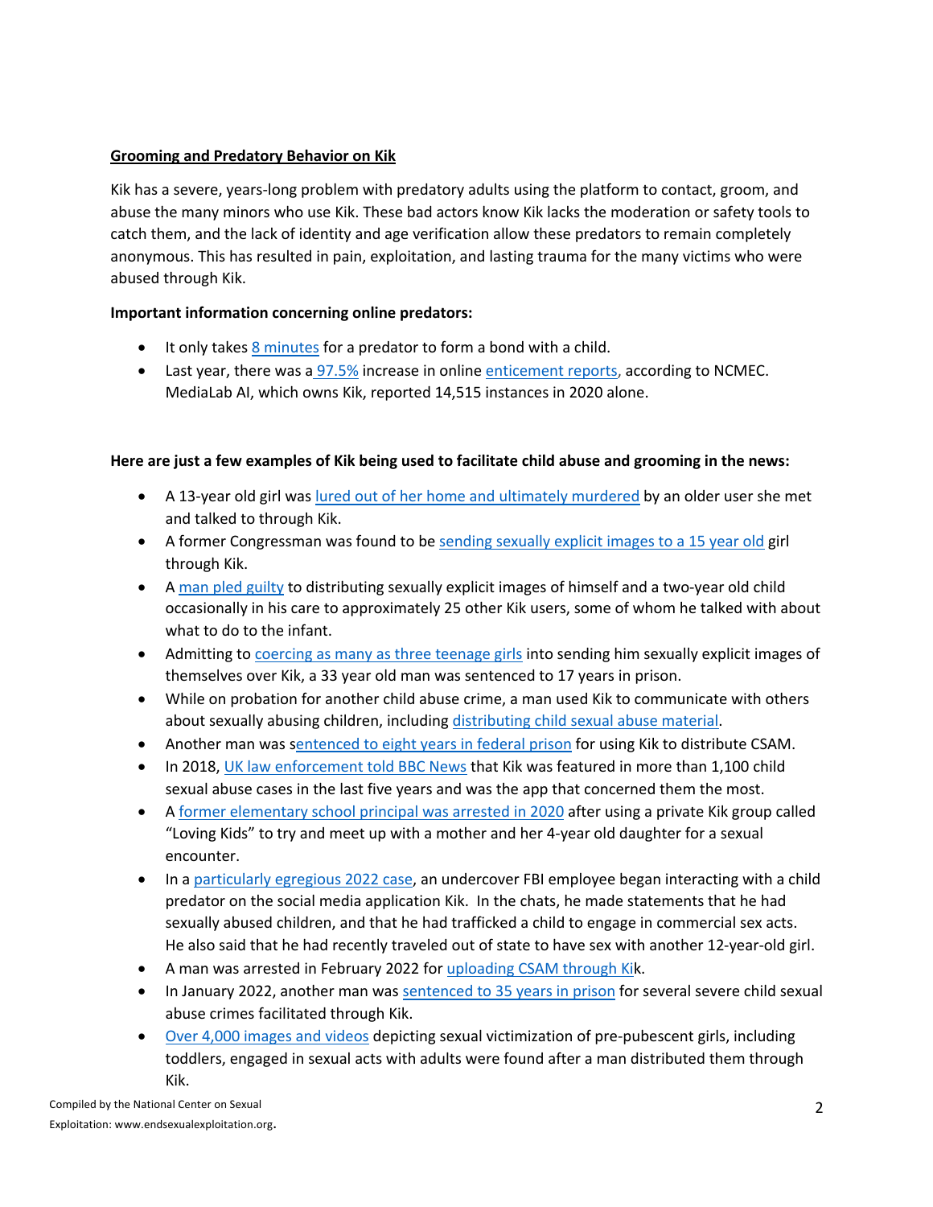**Grooming and Predatory Behavior on Kik**

Kik has a severe, years-long problem with predatory adults using the platform to contact, groom, and abuse the many minors who use Kik. These bad actors know Kik lacks the moderation or safety tools to catch them, and the lack of identity and age verification allow these predators to remain completely anonymous. This has resulted in pain, exploitation, and lasting trauma for the many victims who were abused through Kik.

**Important information concerning online predators:**

- It only takes 8 minutes for a predator to form a bond with a child.
- Last year, there was a 97.5% increase in online enticement reports, according to NCMEC. MediaLab AI, which owns Kik, reported 14,515 instances in 2020 alone.

**Here are just a few examples of Kik being used to facilitate child abuse and grooming in the news:**

- A 13-year old girl was lured out of her home and ultimately murdered by an older user she met and talked to through Kik.
- A former Congressman was found to be sending sexually explicit images to a 15 year old girl through Kik.
- A man pled guilty to distributing sexually explicit images of himself and a two-year old child occasionally in his care to approximately 25 other Kik users, some of whom he talked with about what to do to the infant.
- Admitting to coercing as many as three teenage girls into sending him sexually explicit images of themselves over Kik, a 33 year old man was sentenced to 17 years in prison.
- While on probation for another child abuse crime, a man used Kik to communicate with others about sexually abusing children, including distributing child sexual abuse material.
- Another man was sentenced to eight years in federal prison for using Kik to distribute CSAM.
- In 2018, UK law enforcement told BBC News that Kik was featured in more than 1,100 child sexual abuse cases in the last five years and was the app that concerned them the most.
- A former elementary school principal was arrested in 2020 after using a private Kik group called "Loving Kids" to try and meet up with a mother and her 4-year old daughter for a sexual encounter.
- In a particularly egregious 2022 case, an undercover FBI employee began interacting with a child predator on the social media application Kik. In the chats, he made statements that he had sexually abused children, and that he had trafficked a child to engage in commercial sex acts. He also said that he had recently traveled out of state to have sex with another 12-year-old girl.
- A man was arrested in February 2022 for uploading CSAM through Kik.
- In January 2022, another man was sentenced to 35 years in prison for several severe child sexual abuse crimes facilitated through Kik.
- Over 4,000 images and videos depicting sexual victimization of pre-pubescent girls, including toddlers, engaged in sexual acts with adults were found after a man distributed them through Kik.

Compiled by the National Center on Sexual Exploitation: www.endsexualexploitation.org.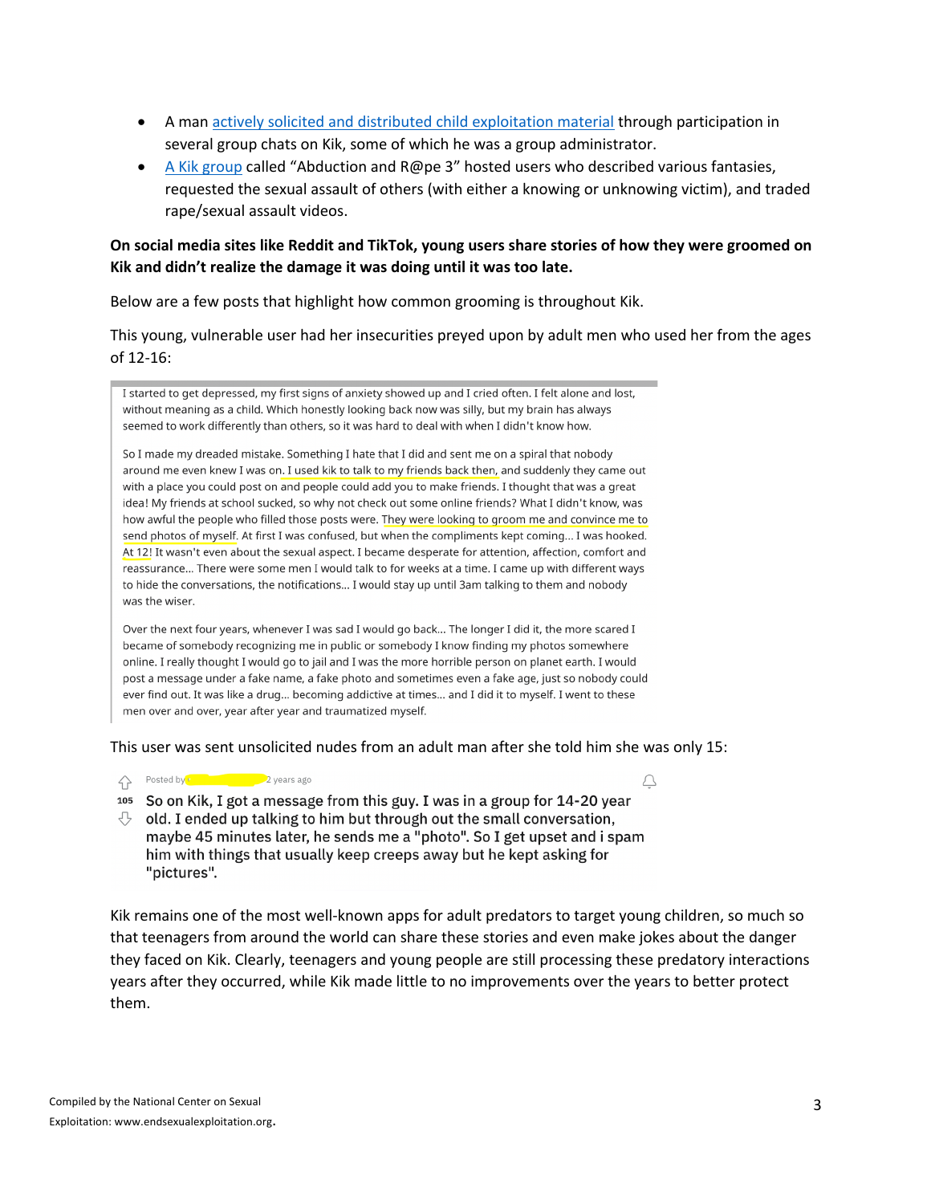- A man [actively solicited and distributed child exploitation material] through participation in several group chats on Kik, some of which he was a group administrator.
- [A Kik group] called "Abduction and R@pe 3" hosted users who described various fantasies, requested the sexual assault of others (with either a knowing or unknowing victim), and traded rape/sexual assault videos.

**On social media sites like Reddit and TikTok, young users share stories of how they were groomed on Kik and didn't realize the damage it was doing until it was too late.**

Below are a few posts that highlight how common grooming is throughout Kik.

This young, vulnerable user had her insecurities preyed upon by adult men who used her from the ages of 12-16:

> I started to get depressed, my first signs of anxiety showed up and I cried often. I felt alone and lost, without meaning as a child. Which honestly looking back now was silly, but my brain has always seemed to work differently than others, so it was hard to deal with when I didn't know how.
>
> So I made my dreaded mistake. Something I hate that I did and sent me on a spiral that nobody around me even knew I was on. I used kik to talk to my friends back then, and suddenly they came out with a place you could post on and people could add you to make friends. I thought that was a great idea! My friends at school sucked, so why not check out some online friends? What I didn't know, was how awful the people who filled those posts were. They were looking to groom me and convince me to send photos of myself. At first I was confused, but when the compliments kept coming... I was hooked. At 12! It wasn't even about the sexual aspect. I became desperate for attention, affection, comfort and reassurance... There were some men I would talk to for weeks at a time. I came up with different ways to hide the conversations, the notifications... I would stay up until 3am talking to them and nobody was the wiser.
>
> Over the next four years, whenever I was sad I would go back... The longer I did it, the more scared I became of somebody recognizing me in public or somebody I know finding my photos somewhere online. I really thought I would go to jail and I was the more horrible person on planet earth. I would post a message under a fake name, a fake photo and sometimes even a fake age, just so nobody could ever find out. It was like a drug... becoming addictive at times... and I did it to myself. I went to these men over and over, year after year and traumatized myself.

This user was sent unsolicited nudes from an adult man after she told him she was only 15:

> Posted by 2 years ago
>
> 105
>
> So on Kik, I got a message from this guy. I was in a group for 14-20 year old. I ended up talking to him but through out the small conversation, maybe 45 minutes later, he sends me a "photo". So I get upset and i spam him with things that usually keep creeps away but he kept asking for "pictures".

Kik remains one of the most well-known apps for adult predators to target young children, so much so that teenagers from around the world can share these stories and even make jokes about the danger they faced on Kik. Clearly, teenagers and young people are still processing these predatory interactions years after they occurred, while Kik made little to no improvements over the years to better protect them.

Compiled by the National Center on Sexual Exploitation: www.endsexualexploitation.org.